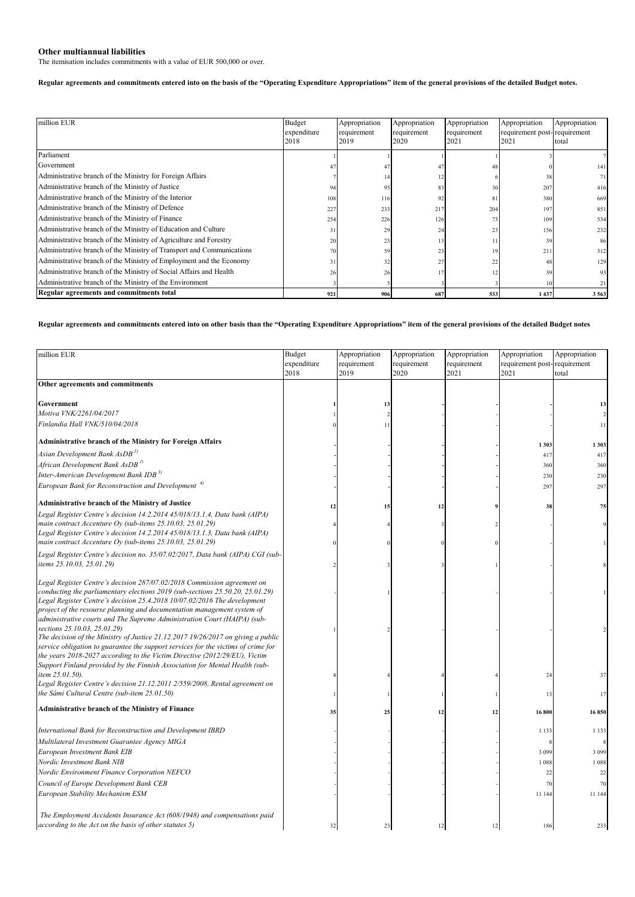**Other multiannual liabilities**

The itemisation includes commitments with a value of EUR 500,000 or over.

**Regular agreements and commitments entered into on the basis of the "Operating Expenditure Appropriations" item of the general provisions of the detailed Budget notes.**

| million EUR | Budget expenditure 2018 | Appropriation requirement 2019 | Appropriation requirement 2020 | Appropriation requirement 2021 | Appropriation requirement post-2021 | Appropriation requirement total |
|---|---|---|---|---|---|---|
| Parliament | 1 | 1 | 1 | 1 | 3 | 7 |
| Government | 47 | 47 | 47 | 48 | 0 | 141 |
| Administrative branch of the Ministry for Foreign Affairs | 7 | 14 | 12 | 6 | 38 | 71 |
| Administrative branch of the Ministry of Justice | 94 | 95 | 83 | 30 | 207 | 416 |
| Administrative branch of the Ministry of the Interior | 108 | 116 | 92 | 81 | 380 | 669 |
| Administrative branch of the Ministry of Defence | 227 | 233 | 217 | 204 | 197 | 851 |
| Administrative branch of the Ministry of Finance | 254 | 226 | 126 | 73 | 109 | 534 |
| Administrative branch of the Ministry of Education and Culture | 31 | 29 | 24 | 23 | 156 | 232 |
| Administrative branch of the Ministry of Agriculture and Forestry | 20 | 23 | 13 | 11 | 39 | 86 |
| Administrative branch of the Ministry of Transport and Communications | 70 | 59 | 23 | 19 | 211 | 312 |
| Administrative branch of the Ministry of Employment and the Economy | 31 | 32 | 27 | 22 | 48 | 129 |
| Administrative branch of the Ministry of Social Affairs and Health | 26 | 26 | 17 | 12 | 39 | 93 |
| Administrative branch of the Ministry of the Environment | 3 | 5 | 3 | 3 | 10 | 21 |
| **Regular agreements and commitments total** | **921** | **906** | **687** | **533** | **1 437** | **3 563** |

**Regular agreements and commitments entered into on other basis than the "Operating Expenditure Appropriations" item of the general provisions of the detailed Budget notes**

| million EUR | Budget expenditure 2018 | Appropriation requirement 2019 | Appropriation requirement 2020 | Appropriation requirement 2021 | Appropriation requirement post-2021 | Appropriation requirement total |
|---|---|---|---|---|---|---|
| **Other agreements and commitments** | | | | | | |
| **Government** | **1** | **13** | - | - | - | **13** |
| *Motiva VNK/2261/04/2017* | 1 | 2 | - | - | - | 2 |
| *Finlandia Hall VNK/510/04/2018* | 0 | 11 | - | - | - | 11 |
| **Administrative branch of the Ministry for Foreign Affairs** | - | - | - | - | **1 303** | **1 303** |
| *Asian Development Bank AsDB [1)]* | - | - | - | - | 417 | 417 |
| *African Development Bank AsDB [2)]* | - | - | - | - | 360 | 360 |
| *Inter-American Development Bank IDB [3)]* | - | - | - | - | 230 | 230 |
| *European Bank for Reconstruction and Development [4)]* | - | - | - | - | 297 | 297 |
| **Administrative branch of the Ministry of Justice** | **12** | **15** | **12** | **9** | **38** | **75** |
| *Legal Register Centre's decision 14.2.2014 45/018/13.1.4, Data bank (AIPA) main contract Accenture Oy (sub-items 25.10.03, 25.01.29)* | 4 | 4 | 3 | 2 | - | 9 |
| *Legal Register Centre's decision 14.2.2014 45/018/13.1.3, Data bank (AIPA) main contract Accenture Oy (sub-items 25.10.03, 25.01.29)* | 0 | 0 | 0 | 0 | - | 1 |
| *Legal Register Centre's decision no. 35/07.02/2017, Data bank (AIPA) CGI (sub-items 25.10.03, 25.01.29)* | 2 | 3 | 3 | 1 | - | 8 |
| *Legal Register Centre's decision 287/07.02/2018 Commission agreement on conducting the parliamentary elections 2019 (sub-sections 25.50.20, 25.01.29)* | - | 1 | - | - | - | 1 |
| *Legal Register Centre's decision 25.4.2018 10/07.02/2016 The development project of the resourse planning and documentation management system of administrative courts and The Supreme Administration Court (HAIPA) (sub-sections 25.10.03, 25.01.29)* | 1 | 2 | - | - | - | 2 |
| *The decision of the Ministry of Justice 21.12.2017 19/26/2017 on giving a public service obligation to guarantee the support services for the victims of crime for the years 2018-2027 according to the Victim Directive (2012/29/EU), Victim Support Finland provided by the Finnish Association for Mental Health (sub-item 25.01.50).* | 4 | 4 | 4 | 4 | 24 | 37 |
| *Legal Register Centre's decision 21.12.2011 2/559/2008, Rental agreement on the Sámi Cultural Centre (sub-item 25.01.50)* | 1 | 1 | 1 | 1 | 13 | 17 |
| **Administrative branch of the Ministry of Finance** | **35** | **25** | **12** | **12** | **16 800** | **16 850** |
| *International Bank for Reconstruction and Development IBRD* | - | - | - | - | 1 133 | 1 133 |
| *Multilateral Investment Guarantee Agency MIGA* | - | - | - | - | 8 | 8 |
| *European Investment Bank EIB* | - | - | - | - | 3 099 | 3 099 |
| *Nordic Investment Bank NIB* | - | - | - | - | 1 088 | 1 088 |
| *Nordic Environment Finance Corporation NEFCO* | - | - | - | - | 22 | 22 |
| *Council of Europe Development Bank CEB* | - | - | - | - | 70 | 70 |
| *European Stability Mechanism ESM* | - | - | - | - | 11 144 | 11 144 |
| *The Employment Accidents Insurance Act (608/1948) and compensations paid according to the Act on the basis of other statutes 5)* | 32 | 23 | 12 | 12 | 186 | 233 |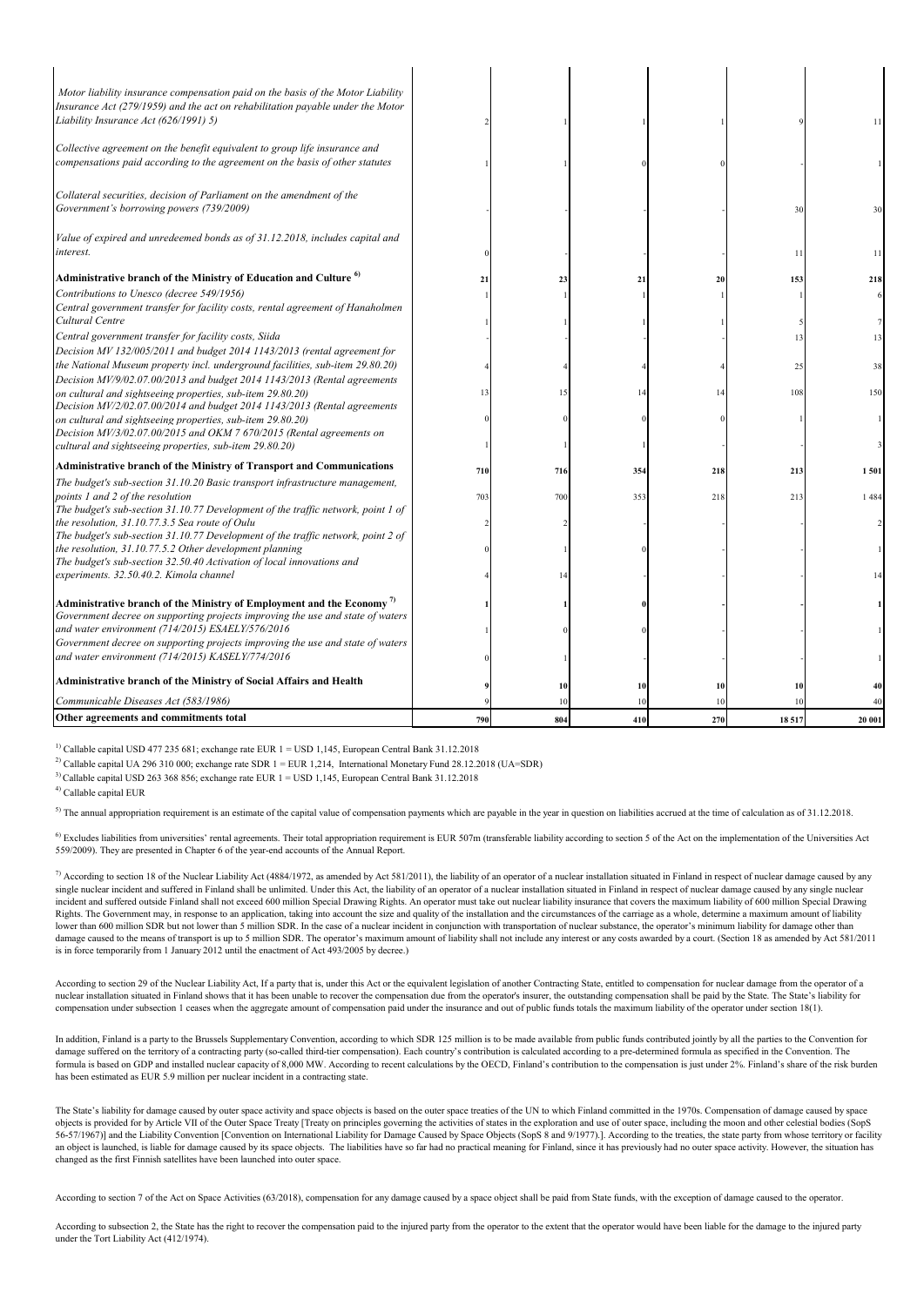| | | | | | | |
|---|---|---|---|---|---|---|
| *Motor liability insurance compensation paid on the basis of the Motor Liability Insurance Act (279/1959) and the act on rehabilitation payable under the Motor Liability Insurance Act (626/1991) 5)* | 2 | 1 | 1 | 1 | 9 | 11 |
| *Collective agreement on the benefit equivalent to group life insurance and compensations paid according to the agreement on the basis of other statutes* | 1 | 1 | 0 | 0 | - | 1 |
| *Collateral securities, decision of Parliament on the amendment of the Government's borrowing powers (739/2009)* | - | - | - | - | 30 | 30 |
| *Value of expired and unredeemed bonds as of 31.12.2018, includes capital and interest.* | 0 | - | - | - | 11 | 11 |
| **Administrative branch of the Ministry of Education and Culture [6)]** | **21** | **23** | **21** | **20** | **153** | **218** |
| *Contributions to Unesco (decree 549/1956)* | 1 | 1 | 1 | 1 | 1 | 6 |
| *Central government transfer for facility costs, rental agreement of Hanaholmen Cultural Centre* | 1 | 1 | 1 | 1 | 5 | 7 |
| *Central government transfer for facility costs, Siida* | - | - | - | - | 13 | 13 |
| *Decision MV 132/005/2011 and budget 2014 1143/2013 (rental agreement for the National Museum property incl. underground facilities, sub-item 29.80.20)* | 4 | 4 | 4 | 4 | 25 | 38 |
| *Decision MV/9/02.07.00/2013 and budget 2014 1143/2013 (Rental agreements on cultural and sightseeing properties, sub-item 29.80.20)* | 13 | 15 | 14 | 14 | 108 | 150 |
| *Decision MV/2/02.07.00/2014 and budget 2014 1143/2013 (Rental agreements on cultural and sightseeing properties, sub-item 29.80.20)* | 0 | 0 | 0 | 0 | 1 | 1 |
| *Decision MV/3/02.07.00/2015 and OKM 7 670/2015 (Rental agreements on cultural and sightseeing properties, sub-item 29.80.20)* | 1 | 1 | 1 | - | - | 3 |
| **Administrative branch of the Ministry of Transport and Communications** | **710** | **716** | **354** | **218** | **213** | **1 501** |
| *The budget's sub-section 31.10.20 Basic transport infrastructure management, points 1 and 2 of the resolution* | 703 | 700 | 353 | 218 | 213 | 1 484 |
| *The budget's sub-section 31.10.77 Development of the traffic network, point 1 of the resolution, 31.10.77.3.5 Sea route of Oulu* | 2 | 2 | - | - | - | 2 |
| *The budget's sub-section 31.10.77 Development of the traffic network, point 2 of the resolution, 31.10.77.5.2 Other development planning* | 0 | 1 | 0 | - | - | 1 |
| *The budget's sub-section 32.50.40 Activation of local innovations and experiments. 32.50.40.2. Kimola channel* | 4 | 14 | - | - | - | 14 |
| **Administrative branch of the Ministry of Employment and the Economy [7)]** | **1** | **1** | **0** | **-** | **-** | **1** |
| *Government decree on supporting projects improving the use and state of waters and water environment (714/2015) ESAELY/576/2016* | 1 | 0 | 0 | - | - | 1 |
| *Government decree on supporting projects improving the use and state of waters and water environment (714/2015) KASELY/774/2016* | 0 | 1 | - | - | - | 1 |
| **Administrative branch of the Ministry of Social Affairs and Health** | **9** | **10** | **10** | **10** | **10** | **40** |
| *Communicable Diseases Act (583/1986)* | 9 | 10 | 10 | 10 | 10 | 40 |
| **Other agreements and commitments total** | **790** | **804** | **410** | **270** | **18 517** | **20 001** |

[1)] Callable capital USD 477 235 681; exchange rate EUR 1 = USD 1,145, European Central Bank 31.12.2018

[2)] Callable capital UA 296 310 000; exchange rate SDR 1 = EUR 1,214, International Monetary Fund 28.12.2018 (UA=SDR)

[3)] Callable capital USD 263 368 856; exchange rate EUR 1 = USD 1,145, European Central Bank 31.12.2018

[4)] Callable capital EUR

[5)] The annual appropriation requirement is an estimate of the capital value of compensation payments which are payable in the year in question on liabilities accrued at the time of calculation as of 31.12.2018.

[6)] Excludes liabilities from universities' rental agreements. Their total appropriation requirement is EUR 507m (transferable liability according to section 5 of the Act on the implementation of the Universities Act 559/2009). They are presented in Chapter 6 of the year-end accounts of the Annual Report.

[7)] According to section 18 of the Nuclear Liability Act (4884/1972, as amended by Act 581/2011), the liability of an operator of a nuclear installation situated in Finland in respect of nuclear damage caused by any single nuclear incident and suffered in Finland shall be unlimited. Under this Act, the liability of an operator of a nuclear installation situated in Finland in respect of nuclear damage caused by any single nuclear incident and suffered outside Finland shall not exceed 600 million Special Drawing Rights. An operator must take out nuclear liability insurance that covers the maximum liability of 600 million Special Drawing Rights. The Government may, in response to an application, taking into account the size and quality of the installation and the circumstances of the carriage as a whole, determine a maximum amount of liability lower than 600 million SDR but not lower than 5 million SDR. In the case of a nuclear incident in conjunction with transportation of nuclear substance, the operator's minimum liability for damage other than damage caused to the means of transport is up to 5 million SDR. The operator's maximum amount of liability shall not include any interest or any costs awarded by a court. (Section 18 as amended by Act 581/2011 is in force temporarily from 1 January 2012 until the enactment of Act 493/2005 by decree.)

According to section 29 of the Nuclear Liability Act, If a party that is, under this Act or the equivalent legislation of another Contracting State, entitled to compensation for nuclear damage from the operator of a nuclear installation situated in Finland shows that it has been unable to recover the compensation due from the operator's insurer, the outstanding compensation shall be paid by the State. The State's liability for compensation under subsection 1 ceases when the aggregate amount of compensation paid under the insurance and out of public funds totals the maximum liability of the operator under section 18(1).

In addition, Finland is a party to the Brussels Supplementary Convention, according to which SDR 125 million is to be made available from public funds contributed jointly by all the parties to the Convention for damage suffered on the territory of a contracting party (so-called third-tier compensation). Each country's contribution is calculated according to a pre-determined formula as specified in the Convention. The formula is based on GDP and installed nuclear capacity of 8,000 MW. According to recent calculations by the OECD, Finland's contribution to the compensation is just under 2%. Finland's share of the risk burden has been estimated as EUR 5.9 million per nuclear incident in a contracting state.

The State's liability for damage caused by outer space activity and space objects is based on the outer space treaties of the UN to which Finland committed in the 1970s. Compensation of damage caused by space objects is provided for by Article VII of the Outer Space Treaty [Treaty on principles governing the activities of states in the exploration and use of outer space, including the moon and other celestial bodies (SopS 56-57/1967)] and the Liability Convention [Convention on International Liability for Damage Caused by Space Objects (SopS 8 and 9/1977).]. According to the treaties, the state party from whose territory or facility an object is launched, is liable for damage caused by its space objects. The liabilities have so far had no practical meaning for Finland, since it has previously had no outer space activity. However, the situation has changed as the first Finnish satellites have been launched into outer space.

According to section 7 of the Act on Space Activities (63/2018), compensation for any damage caused by a space object shall be paid from State funds, with the exception of damage caused to the operator.

According to subsection 2, the State has the right to recover the compensation paid to the injured party from the operator to the extent that the operator would have been liable for the damage to the injured party under the Tort Liability Act (412/1974).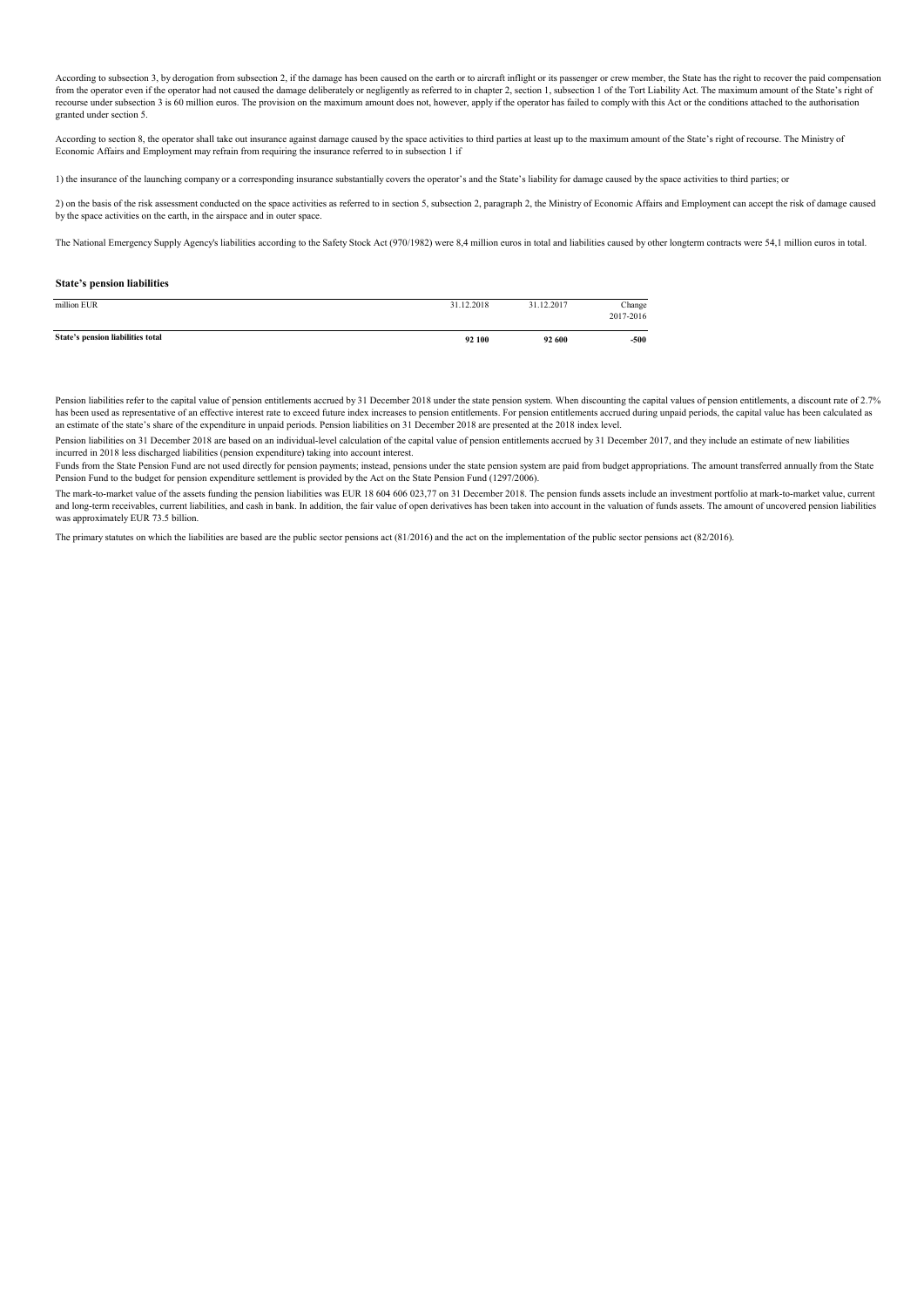According to subsection 3, by derogation from subsection 2, if the damage has been caused on the earth or to aircraft inflight or its passenger or crew member, the State has the right to recover the paid compensation from the operator even if the operator had not caused the damage deliberately or negligently as referred to in chapter 2, section 1, subsection 1 of the Tort Liability Act. The maximum amount of the State's right of recourse under subsection 3 is 60 million euros. The provision on the maximum amount does not, however, apply if the operator has failed to comply with this Act or the conditions attached to the authorisation granted under section 5.

According to section 8, the operator shall take out insurance against damage caused by the space activities to third parties at least up to the maximum amount of the State's right of recourse. The Ministry of Economic Affairs and Employment may refrain from requiring the insurance referred to in subsection 1 if

1) the insurance of the launching company or a corresponding insurance substantially covers the operator's and the State's liability for damage caused by the space activities to third parties; or

2) on the basis of the risk assessment conducted on the space activities as referred to in section 5, subsection 2, paragraph 2, the Ministry of Economic Affairs and Employment can accept the risk of damage caused by the space activities on the earth, in the airspace and in outer space.

The National Emergency Supply Agency's liabilities according to the Safety Stock Act (970/1982) were 8,4 million euros in total and liabilities caused by other longterm contracts were 54,1 million euros in total.

### State's pension liabilities

| million EUR | 31.12.2018 | 31.12.2017 | Change 2017-2016 |
|---|---|---|---|
| **State's pension liabilities total** | **92 100** | **92 600** | **-500** |

Pension liabilities refer to the capital value of pension entitlements accrued by 31 December 2018 under the state pension system. When discounting the capital values of pension entitlements, a discount rate of 2.7% has been used as representative of an effective interest rate to exceed future index increases to pension entitlements. For pension entitlements accrued during unpaid periods, the capital value has been calculated as an estimate of the state's share of the expenditure in unpaid periods. Pension liabilities on 31 December 2018 are presented at the 2018 index level.

Pension liabilities on 31 December 2018 are based on an individual-level calculation of the capital value of pension entitlements accrued by 31 December 2017, and they include an estimate of new liabilities incurred in 2018 less discharged liabilities (pension expenditure) taking into account interest.

Funds from the State Pension Fund are not used directly for pension payments; instead, pensions under the state pension system are paid from budget appropriations. The amount transferred annually from the State Pension Fund to the budget for pension expenditure settlement is provided by the Act on the State Pension Fund (1297/2006).

The mark-to-market value of the assets funding the pension liabilities was EUR 18 604 606 023,77 on 31 December 2018. The pension funds assets include an investment portfolio at mark-to-market value, current and long-term receivables, current liabilities, and cash in bank. In addition, the fair value of open derivatives has been taken into account in the valuation of funds assets. The amount of uncovered pension liabilities was approximately EUR 73.5 billion.

The primary statutes on which the liabilities are based are the public sector pensions act (81/2016) and the act on the implementation of the public sector pensions act (82/2016).